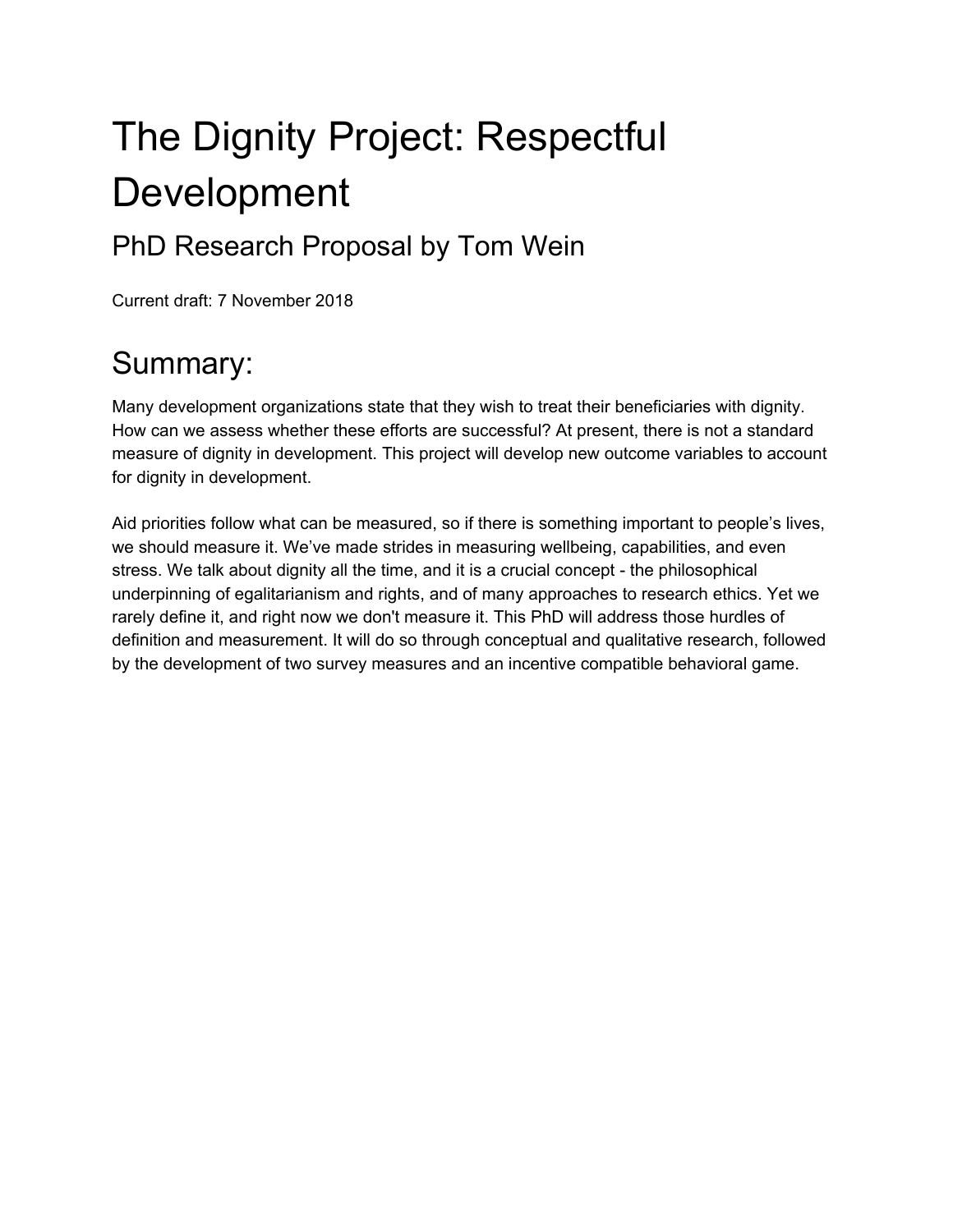# The Dignity Project: Respectful Development

## PhD Research Proposal by Tom Wein

Current draft: 7 November 2018

## Summary:

Many development organizations state that they wish to treat their beneficiaries with dignity. How can we assess whether these efforts are successful? At present, there is not a standard measure of dignity in development. This project will develop new outcome variables to account for dignity in development.

Aid priorities follow what can be measured, so if there is something important to people's lives, we should measure it. We've made strides in measuring wellbeing, capabilities, and even stress. We talk about dignity all the time, and it is a crucial concept - the philosophical underpinning of egalitarianism and rights, and of many approaches to research ethics. Yet we rarely define it, and right now we don't measure it. This PhD will address those hurdles of definition and measurement. It will do so through conceptual and qualitative research, followed by the development of two survey measures and an incentive compatible behavioral game.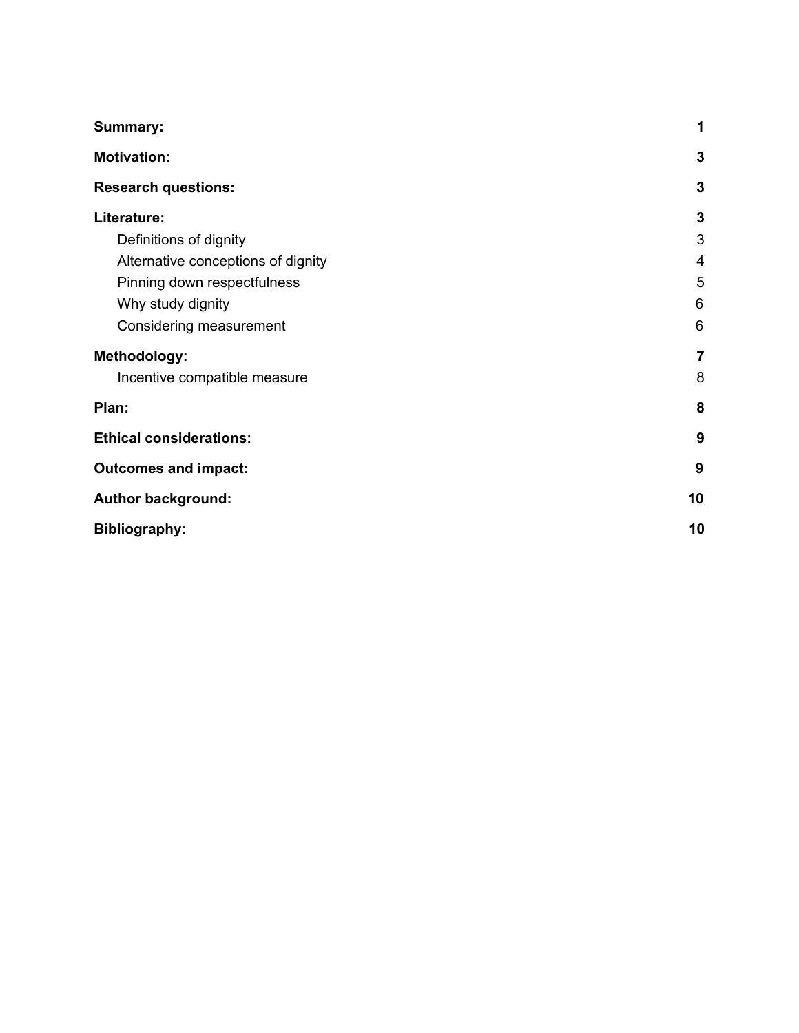| | |
|---|---|
| **Summary:** | **1** |
| **Motivation:** | **3** |
| **Research questions:** | **3** |
| **Literature:** | **3** |
| Definitions of dignity | 3 |
| Alternative conceptions of dignity | 4 |
| Pinning down respectfulness | 5 |
| Why study dignity | 6 |
| Considering measurement | 6 |
| **Methodology:** | **7** |
| Incentive compatible measure | 8 |
| **Plan:** | **8** |
| **Ethical considerations:** | **9** |
| **Outcomes and impact:** | **9** |
| **Author background:** | **10** |
| **Bibliography:** | **10** |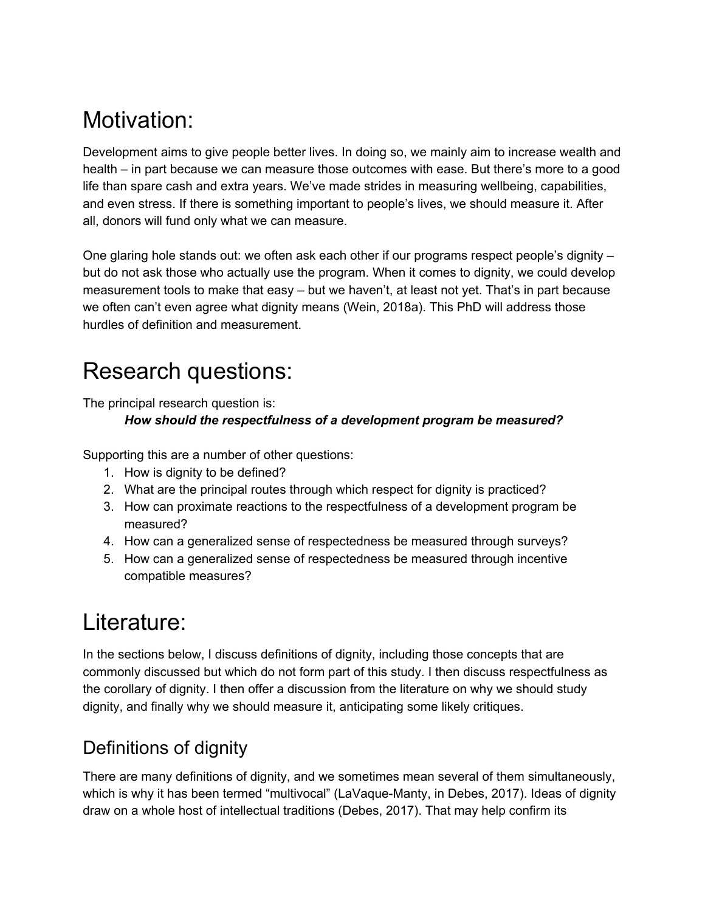# Motivation:

Development aims to give people better lives. In doing so, we mainly aim to increase wealth and health – in part because we can measure those outcomes with ease. But there's more to a good life than spare cash and extra years. We've made strides in measuring wellbeing, capabilities, and even stress. If there is something important to people's lives, we should measure it. After all, donors will fund only what we can measure.

One glaring hole stands out: we often ask each other if our programs respect people's dignity – but do not ask those who actually use the program. When it comes to dignity, we could develop measurement tools to make that easy – but we haven't, at least not yet. That's in part because we often can't even agree what dignity means (Wein, 2018a). This PhD will address those hurdles of definition and measurement.

# Research questions:

The principal research question is:

***How should the respectfulness of a development program be measured?***

Supporting this are a number of other questions:

1. How is dignity to be defined?
2. What are the principal routes through which respect for dignity is practiced?
3. How can proximate reactions to the respectfulness of a development program be measured?
4. How can a generalized sense of respectedness be measured through surveys?
5. How can a generalized sense of respectedness be measured through incentive compatible measures?

# Literature:

In the sections below, I discuss definitions of dignity, including those concepts that are commonly discussed but which do not form part of this study. I then discuss respectfulness as the corollary of dignity. I then offer a discussion from the literature on why we should study dignity, and finally why we should measure it, anticipating some likely critiques.

## Definitions of dignity

There are many definitions of dignity, and we sometimes mean several of them simultaneously, which is why it has been termed "multivocal" (LaVaque-Manty, in Debes, 2017). Ideas of dignity draw on a whole host of intellectual traditions (Debes, 2017). That may help confirm its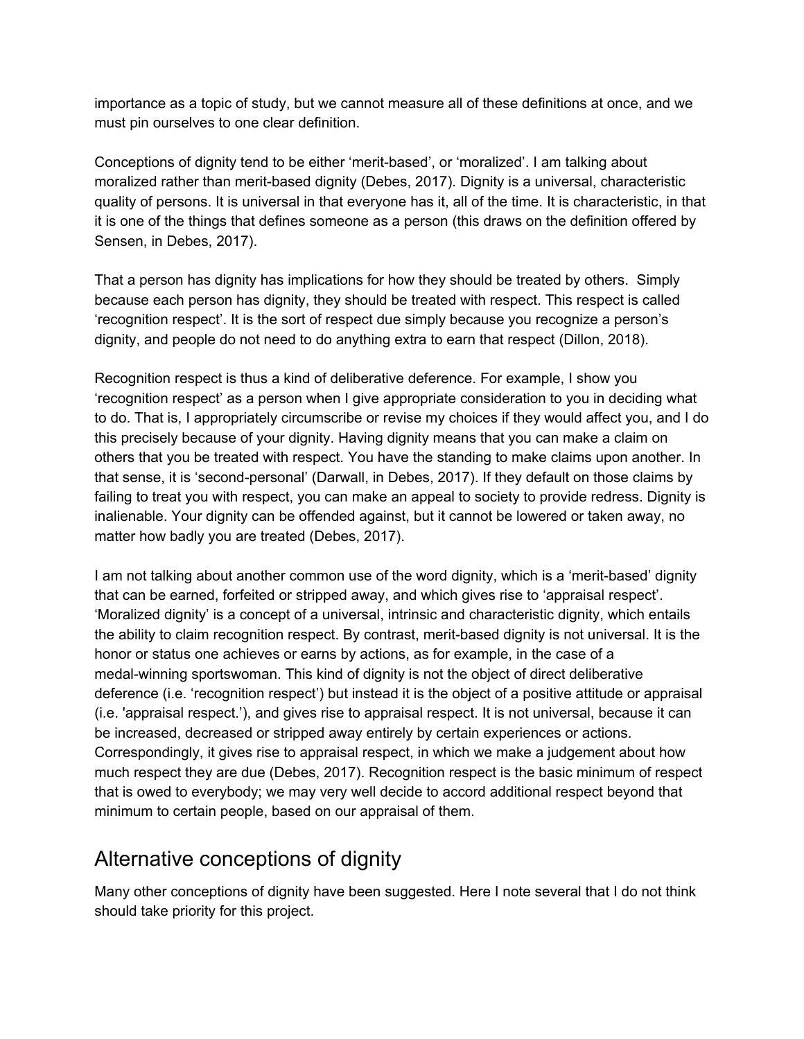importance as a topic of study, but we cannot measure all of these definitions at once, and we must pin ourselves to one clear definition.

Conceptions of dignity tend to be either 'merit-based', or 'moralized'. I am talking about moralized rather than merit-based dignity (Debes, 2017). Dignity is a universal, characteristic quality of persons. It is universal in that everyone has it, all of the time. It is characteristic, in that it is one of the things that defines someone as a person (this draws on the definition offered by Sensen, in Debes, 2017).

That a person has dignity has implications for how they should be treated by others. Simply because each person has dignity, they should be treated with respect. This respect is called 'recognition respect'. It is the sort of respect due simply because you recognize a person's dignity, and people do not need to do anything extra to earn that respect (Dillon, 2018).

Recognition respect is thus a kind of deliberative deference. For example, I show you 'recognition respect' as a person when I give appropriate consideration to you in deciding what to do. That is, I appropriately circumscribe or revise my choices if they would affect you, and I do this precisely because of your dignity. Having dignity means that you can make a claim on others that you be treated with respect. You have the standing to make claims upon another. In that sense, it is 'second-personal' (Darwall, in Debes, 2017). If they default on those claims by failing to treat you with respect, you can make an appeal to society to provide redress. Dignity is inalienable. Your dignity can be offended against, but it cannot be lowered or taken away, no matter how badly you are treated (Debes, 2017).

I am not talking about another common use of the word dignity, which is a 'merit-based' dignity that can be earned, forfeited or stripped away, and which gives rise to 'appraisal respect'. 'Moralized dignity' is a concept of a universal, intrinsic and characteristic dignity, which entails the ability to claim recognition respect. By contrast, merit-based dignity is not universal. It is the honor or status one achieves or earns by actions, as for example, in the case of a medal-winning sportswoman. This kind of dignity is not the object of direct deliberative deference (i.e. 'recognition respect') but instead it is the object of a positive attitude or appraisal (i.e. 'appraisal respect.'), and gives rise to appraisal respect. It is not universal, because it can be increased, decreased or stripped away entirely by certain experiences or actions. Correspondingly, it gives rise to appraisal respect, in which we make a judgement about how much respect they are due (Debes, 2017). Recognition respect is the basic minimum of respect that is owed to everybody; we may very well decide to accord additional respect beyond that minimum to certain people, based on our appraisal of them.

## Alternative conceptions of dignity

Many other conceptions of dignity have been suggested. Here I note several that I do not think should take priority for this project.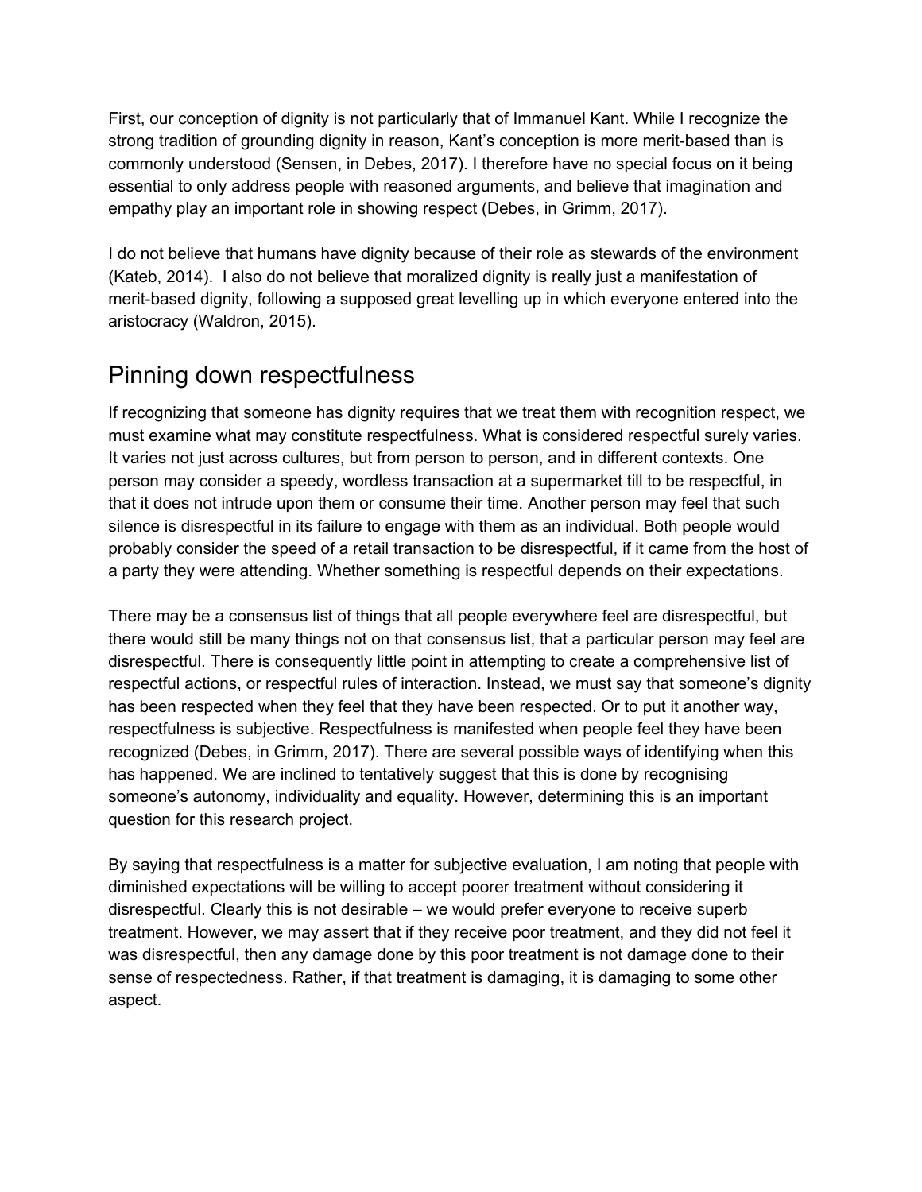First, our conception of dignity is not particularly that of Immanuel Kant. While I recognize the strong tradition of grounding dignity in reason, Kant's conception is more merit-based than is commonly understood (Sensen, in Debes, 2017). I therefore have no special focus on it being essential to only address people with reasoned arguments, and believe that imagination and empathy play an important role in showing respect (Debes, in Grimm, 2017).

I do not believe that humans have dignity because of their role as stewards of the environment (Kateb, 2014). I also do not believe that moralized dignity is really just a manifestation of merit-based dignity, following a supposed great levelling up in which everyone entered into the aristocracy (Waldron, 2015).

## Pinning down respectfulness

If recognizing that someone has dignity requires that we treat them with recognition respect, we must examine what may constitute respectfulness. What is considered respectful surely varies. It varies not just across cultures, but from person to person, and in different contexts. One person may consider a speedy, wordless transaction at a supermarket till to be respectful, in that it does not intrude upon them or consume their time. Another person may feel that such silence is disrespectful in its failure to engage with them as an individual. Both people would probably consider the speed of a retail transaction to be disrespectful, if it came from the host of a party they were attending. Whether something is respectful depends on their expectations.

There may be a consensus list of things that all people everywhere feel are disrespectful, but there would still be many things not on that consensus list, that a particular person may feel are disrespectful. There is consequently little point in attempting to create a comprehensive list of respectful actions, or respectful rules of interaction. Instead, we must say that someone's dignity has been respected when they feel that they have been respected. Or to put it another way, respectfulness is subjective. Respectfulness is manifested when people feel they have been recognized (Debes, in Grimm, 2017). There are several possible ways of identifying when this has happened. We are inclined to tentatively suggest that this is done by recognising someone's autonomy, individuality and equality. However, determining this is an important question for this research project.

By saying that respectfulness is a matter for subjective evaluation, I am noting that people with diminished expectations will be willing to accept poorer treatment without considering it disrespectful. Clearly this is not desirable – we would prefer everyone to receive superb treatment. However, we may assert that if they receive poor treatment, and they did not feel it was disrespectful, then any damage done by this poor treatment is not damage done to their sense of respectedness. Rather, if that treatment is damaging, it is damaging to some other aspect.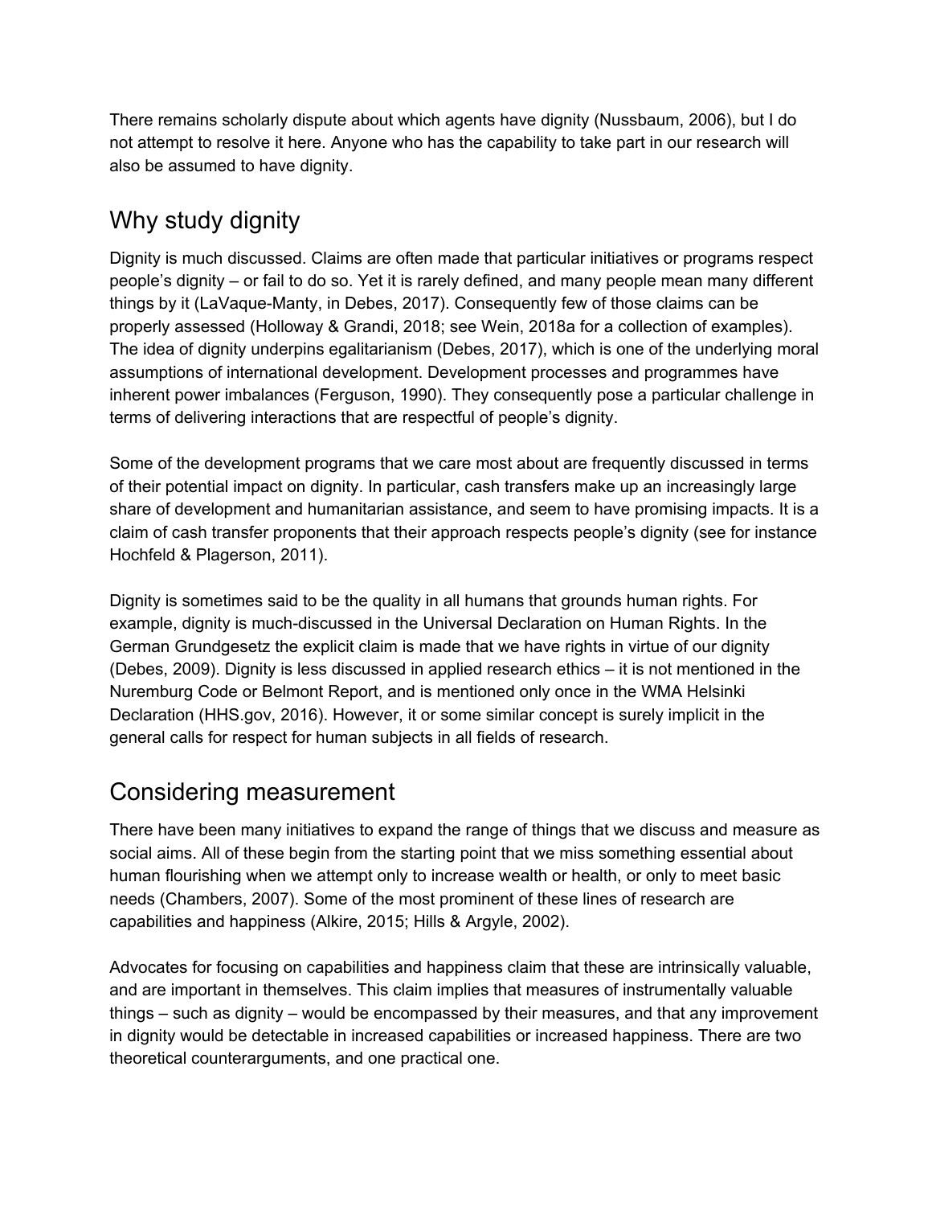There remains scholarly dispute about which agents have dignity (Nussbaum, 2006), but I do not attempt to resolve it here. Anyone who has the capability to take part in our research will also be assumed to have dignity.

## Why study dignity

Dignity is much discussed. Claims are often made that particular initiatives or programs respect people's dignity – or fail to do so. Yet it is rarely defined, and many people mean many different things by it (LaVaque-Manty, in Debes, 2017). Consequently few of those claims can be properly assessed (Holloway & Grandi, 2018; see Wein, 2018a for a collection of examples). The idea of dignity underpins egalitarianism (Debes, 2017), which is one of the underlying moral assumptions of international development. Development processes and programmes have inherent power imbalances (Ferguson, 1990). They consequently pose a particular challenge in terms of delivering interactions that are respectful of people's dignity.

Some of the development programs that we care most about are frequently discussed in terms of their potential impact on dignity. In particular, cash transfers make up an increasingly large share of development and humanitarian assistance, and seem to have promising impacts. It is a claim of cash transfer proponents that their approach respects people's dignity (see for instance Hochfeld & Plagerson, 2011).

Dignity is sometimes said to be the quality in all humans that grounds human rights. For example, dignity is much-discussed in the Universal Declaration on Human Rights. In the German Grundgesetz the explicit claim is made that we have rights in virtue of our dignity (Debes, 2009). Dignity is less discussed in applied research ethics – it is not mentioned in the Nuremburg Code or Belmont Report, and is mentioned only once in the WMA Helsinki Declaration (HHS.gov, 2016). However, it or some similar concept is surely implicit in the general calls for respect for human subjects in all fields of research.

## Considering measurement

There have been many initiatives to expand the range of things that we discuss and measure as social aims. All of these begin from the starting point that we miss something essential about human flourishing when we attempt only to increase wealth or health, or only to meet basic needs (Chambers, 2007). Some of the most prominent of these lines of research are capabilities and happiness (Alkire, 2015; Hills & Argyle, 2002).

Advocates for focusing on capabilities and happiness claim that these are intrinsically valuable, and are important in themselves. This claim implies that measures of instrumentally valuable things – such as dignity – would be encompassed by their measures, and that any improvement in dignity would be detectable in increased capabilities or increased happiness. There are two theoretical counterarguments, and one practical one.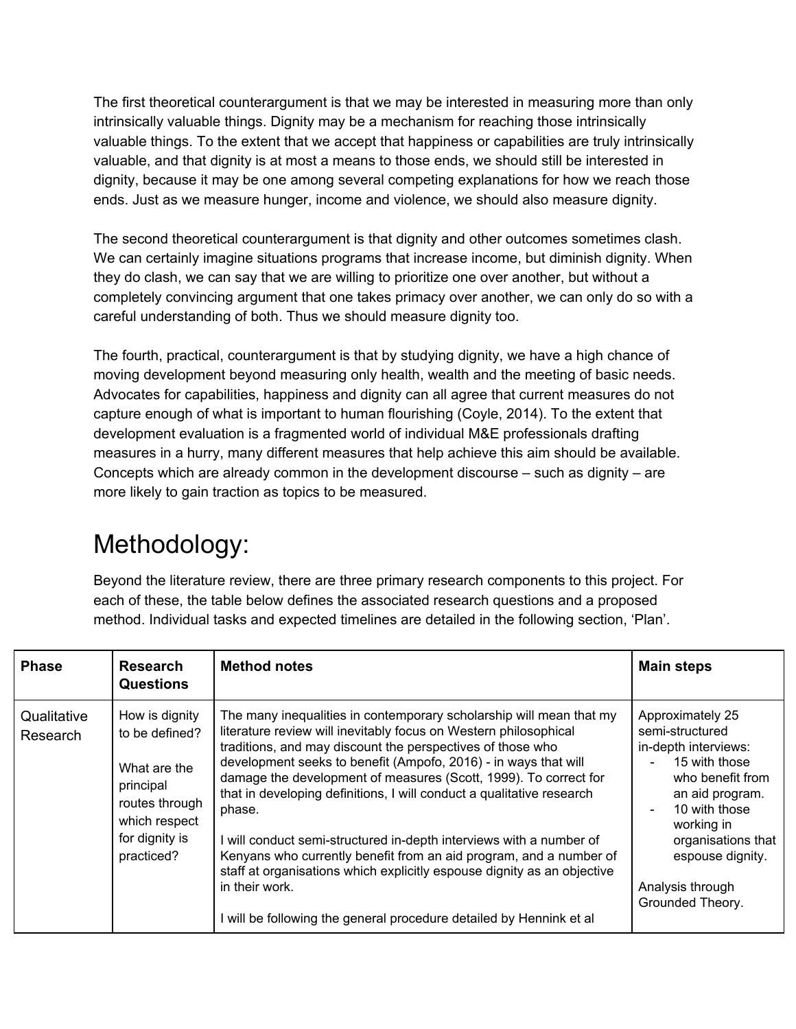The first theoretical counterargument is that we may be interested in measuring more than only intrinsically valuable things. Dignity may be a mechanism for reaching those intrinsically valuable things. To the extent that we accept that happiness or capabilities are truly intrinsically valuable, and that dignity is at most a means to those ends, we should still be interested in dignity, because it may be one among several competing explanations for how we reach those ends. Just as we measure hunger, income and violence, we should also measure dignity.

The second theoretical counterargument is that dignity and other outcomes sometimes clash. We can certainly imagine situations programs that increase income, but diminish dignity. When they do clash, we can say that we are willing to prioritize one over another, but without a completely convincing argument that one takes primacy over another, we can only do so with a careful understanding of both. Thus we should measure dignity too.

The fourth, practical, counterargument is that by studying dignity, we have a high chance of moving development beyond measuring only health, wealth and the meeting of basic needs. Advocates for capabilities, happiness and dignity can all agree that current measures do not capture enough of what is important to human flourishing (Coyle, 2014). To the extent that development evaluation is a fragmented world of individual M&E professionals drafting measures in a hurry, many different measures that help achieve this aim should be available. Concepts which are already common in the development discourse – such as dignity – are more likely to gain traction as topics to be measured.

# Methodology:

Beyond the literature review, there are three primary research components to this project. For each of these, the table below defines the associated research questions and a proposed method. Individual tasks and expected timelines are detailed in the following section, 'Plan'.

| Phase | Research Questions | Method notes | Main steps |
| --- | --- | --- | --- |
| Qualitative Research | How is dignity to be defined?<br><br>What are the principal routes through which respect for dignity is practiced? | The many inequalities in contemporary scholarship will mean that my literature review will inevitably focus on Western philosophical traditions, and may discount the perspectives of those who development seeks to benefit (Ampofo, 2016) - in ways that will damage the development of measures (Scott, 1999). To correct for that in developing definitions, I will conduct a qualitative research phase.<br><br>I will conduct semi-structured in-depth interviews with a number of Kenyans who currently benefit from an aid program, and a number of staff at organisations which explicitly espouse dignity as an objective in their work.<br><br>I will be following the general procedure detailed by Hennink et al | Approximately 25 semi-structured in-depth interviews:<br>- 15 with those who benefit from an aid program.<br>- 10 with those working in organisations that espouse dignity.<br><br>Analysis through Grounded Theory. |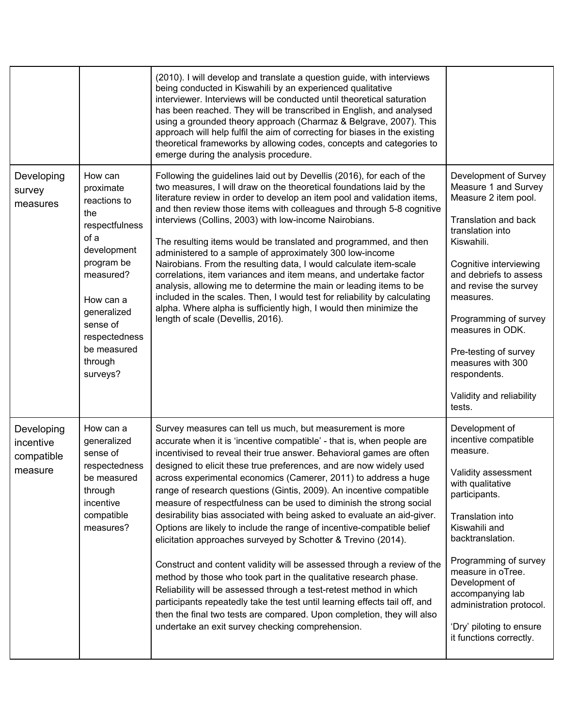| | | | |
|---|---|---|---|
| | | (2010). I will develop and translate a question guide, with interviews being conducted in Kiswahili by an experienced qualitative interviewer. Interviews will be conducted until theoretical saturation has been reached. They will be transcribed in English, and analysed using a grounded theory approach (Charmaz & Belgrave, 2007). This approach will help fulfil the aim of correcting for biases in the existing theoretical frameworks by allowing codes, concepts and categories to emerge during the analysis procedure. | |
| Developing survey measures | How can proximate reactions to the respectfulness of a development program be measured?<br><br>How can a generalized sense of respectedness be measured through surveys? | Following the guidelines laid out by Devellis (2016), for each of the two measures, I will draw on the theoretical foundations laid by the literature review in order to develop an item pool and validation items, and then review those items with colleagues and through 5-8 cognitive interviews (Collins, 2003) with low-income Nairobians.<br><br>The resulting items would be translated and programmed, and then administered to a sample of approximately 300 low-income Nairobians. From the resulting data, I would calculate item-scale correlations, item variances and item means, and undertake factor analysis, allowing me to determine the main or leading items to be included in the scales. Then, I would test for reliability by calculating alpha. Where alpha is sufficiently high, I would then minimize the length of scale (Devellis, 2016). | Development of Survey Measure 1 and Survey Measure 2 item pool.<br><br>Translation and back translation into Kiswahili.<br><br>Cognitive interviewing and debriefs to assess and revise the survey measures.<br><br>Programming of survey measures in ODK.<br><br>Pre-testing of survey measures with 300 respondents.<br><br>Validity and reliability tests. |
| Developing incentive compatible measure | How can a generalized sense of respectedness be measured through incentive compatible measures? | Survey measures can tell us much, but measurement is more accurate when it is 'incentive compatible' - that is, when people are incentivised to reveal their true answer. Behavioral games are often designed to elicit these true preferences, and are now widely used across experimental economics (Camerer, 2011) to address a huge range of research questions (Gintis, 2009). An incentive compatible measure of respectfulness can be used to diminish the strong social desirability bias associated with being asked to evaluate an aid-giver. Options are likely to include the range of incentive-compatible belief elicitation approaches surveyed by Schotter & Trevino (2014).<br><br>Construct and content validity will be assessed through a review of the method by those who took part in the qualitative research phase. Reliability will be assessed through a test-retest method in which participants repeatedly take the test until learning effects tail off, and then the final two tests are compared. Upon completion, they will also undertake an exit survey checking comprehension. | Development of incentive compatible measure.<br><br>Validity assessment with qualitative participants.<br><br>Translation into Kiswahili and backtranslation.<br><br>Programming of survey measure in oTree. Development of accompanying lab administration protocol.<br><br>'Dry' piloting to ensure it functions correctly. |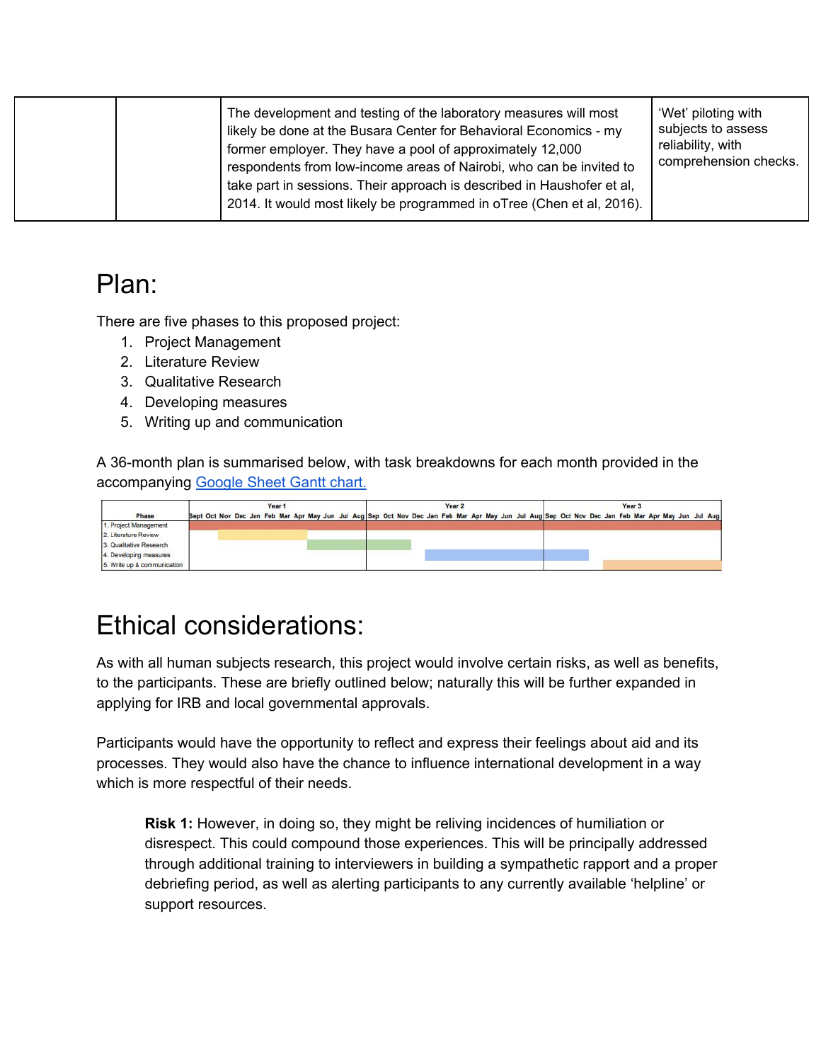| | | The development and testing of the laboratory measures will most likely be done at the Busara Center for Behavioral Economics - my former employer. They have a pool of approximately 12,000 respondents from low-income areas of Nairobi, who can be invited to take part in sessions. Their approach is described in Haushofer et al, 2014. It would most likely be programmed in oTree (Chen et al, 2016). | 'Wet' piloting with subjects to assess reliability, with comprehension checks. |
|---|---|---|---|

# Plan:

There are five phases to this proposed project:

1. Project Management
2. Literature Review
3. Qualitative Research
4. Developing measures
5. Writing up and communication

A 36-month plan is summarised below, with task breakdowns for each month provided in the accompanying Google Sheet Gantt chart.

| Phase | Year 1 | | | | | | | | | | | | Year 2 | | | | | | | | | | | | Year 3 | | | | | | | | | | | |
|---|---|---|---|---|---|---|---|---|---|---|---|---|---|---|---|---|---|---|---|---|---|---|---|---|---|---|---|---|---|---|---|---|---|---|---|---|
| | Sept | Oct | Nov | Dec | Jan | Feb | Mar | Apr | May | Jun | Jul | Aug | Sep | Oct | Nov | Dec | Jan | Feb | Mar | Apr | May | Jun | Jul | Aug | Sep | Oct | Nov | Dec | Jan | Feb | Mar | Apr | May | Jun | Jul | Aug |
| 1. Project Management | ■ | ■ | ■ | ■ | ■ | ■ | ■ | ■ | ■ | ■ | ■ | ■ | ■ | ■ | ■ | ■ | ■ | ■ | ■ | ■ | ■ | ■ | ■ | ■ | ■ | ■ | ■ | ■ | ■ | ■ | ■ | ■ | ■ | ■ | ■ | ■ |
| 2. Literature Review | | | ■ | ■ | ■ | ■ | ■ | ■ | | | | | | | | | | | | | | | | | | | | | | | | | | | | |
| 3. Qualitative Research | | | | | | | | | ■ | ■ | ■ | ■ | ■ | ■ | ■ | | | | | | | | | | | | | | | | | | | | | |
| 4. Developing measures | | | | | | | | | | | | | | | | | ■ | ■ | ■ | ■ | ■ | ■ | ■ | ■ | ■ | ■ | ■ | | | | | | | | | |
| 5. Write up & communication | | | | | | | | | | | | | | | | | | | | | | | | | | | | | ■ | ■ | ■ | ■ | ■ | ■ | ■ | ■ |

# Ethical considerations:

As with all human subjects research, this project would involve certain risks, as well as benefits, to the participants. These are briefly outlined below; naturally this will be further expanded in applying for IRB and local governmental approvals.

Participants would have the opportunity to reflect and express their feelings about aid and its processes. They would also have the chance to influence international development in a way which is more respectful of their needs.

> **Risk 1:** However, in doing so, they might be reliving incidences of humiliation or disrespect. This could compound those experiences. This will be principally addressed through additional training to interviewers in building a sympathetic rapport and a proper debriefing period, as well as alerting participants to any currently available 'helpline' or support resources.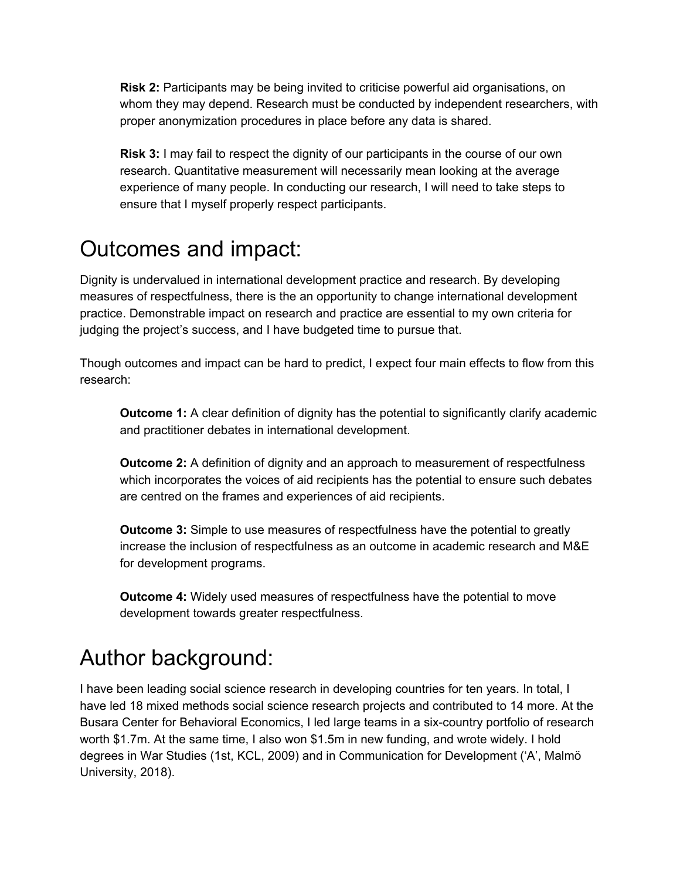**Risk 2:** Participants may be being invited to criticise powerful aid organisations, on whom they may depend. Research must be conducted by independent researchers, with proper anonymization procedures in place before any data is shared.

**Risk 3:** I may fail to respect the dignity of our participants in the course of our own research. Quantitative measurement will necessarily mean looking at the average experience of many people. In conducting our research, I will need to take steps to ensure that I myself properly respect participants.

# Outcomes and impact:

Dignity is undervalued in international development practice and research. By developing measures of respectfulness, there is the an opportunity to change international development practice. Demonstrable impact on research and practice are essential to my own criteria for judging the project's success, and I have budgeted time to pursue that.

Though outcomes and impact can be hard to predict, I expect four main effects to flow from this research:

**Outcome 1:** A clear definition of dignity has the potential to significantly clarify academic and practitioner debates in international development.

**Outcome 2:** A definition of dignity and an approach to measurement of respectfulness which incorporates the voices of aid recipients has the potential to ensure such debates are centred on the frames and experiences of aid recipients.

**Outcome 3:** Simple to use measures of respectfulness have the potential to greatly increase the inclusion of respectfulness as an outcome in academic research and M&E for development programs.

**Outcome 4:** Widely used measures of respectfulness have the potential to move development towards greater respectfulness.

# Author background:

I have been leading social science research in developing countries for ten years. In total, I have led 18 mixed methods social science research projects and contributed to 14 more. At the Busara Center for Behavioral Economics, I led large teams in a six-country portfolio of research worth $1.7m. At the same time, I also won $1.5m in new funding, and wrote widely. I hold degrees in War Studies (1st, KCL, 2009) and in Communication for Development ('A', Malmö University, 2018).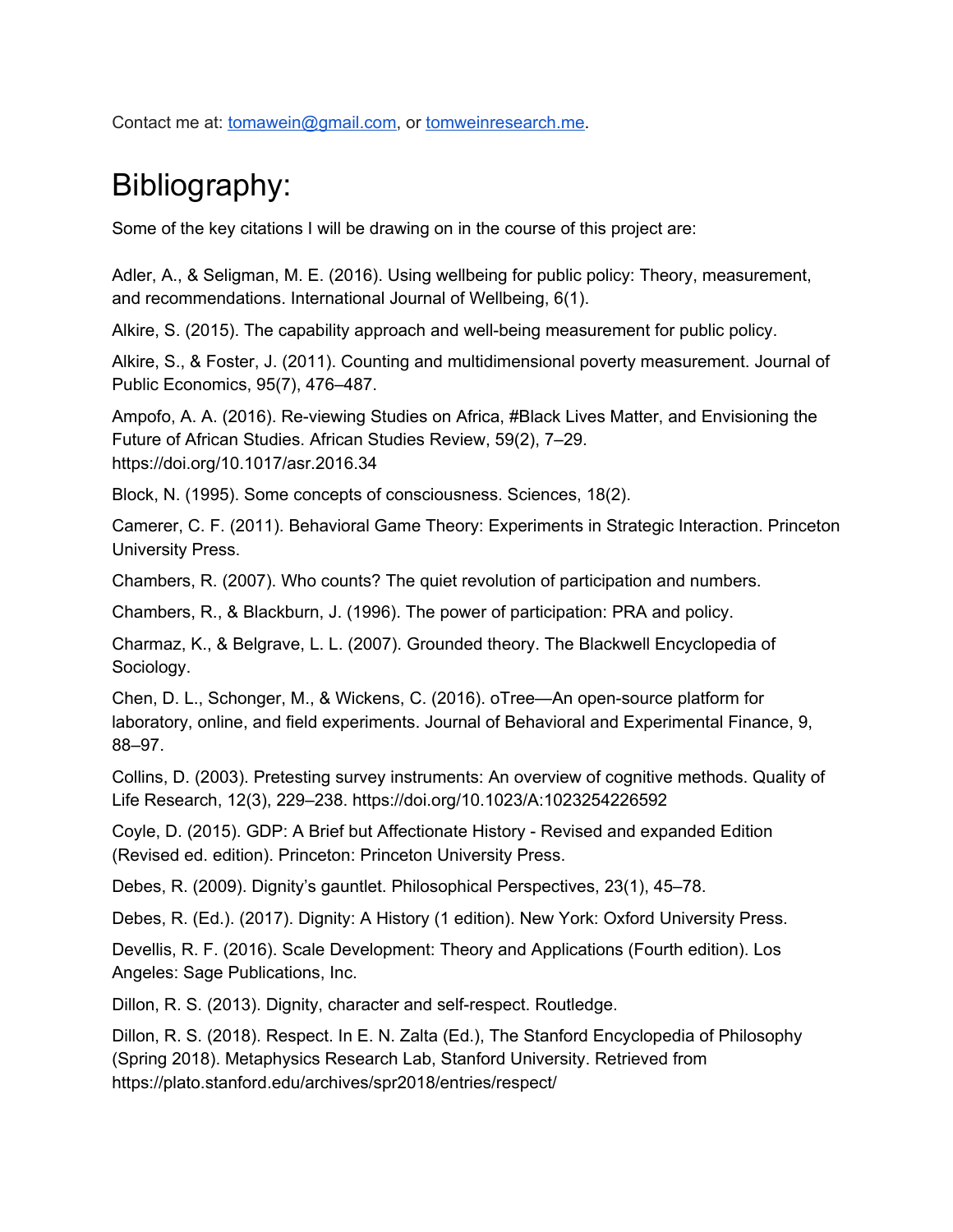Contact me at: tomawein@gmail.com, or tomweinresearch.me.

# Bibliography:

Some of the key citations I will be drawing on in the course of this project are:

Adler, A., & Seligman, M. E. (2016). Using wellbeing for public policy: Theory, measurement, and recommendations. International Journal of Wellbeing, 6(1).

Alkire, S. (2015). The capability approach and well-being measurement for public policy.

Alkire, S., & Foster, J. (2011). Counting and multidimensional poverty measurement. Journal of Public Economics, 95(7), 476–487.

Ampofo, A. A. (2016). Re-viewing Studies on Africa, #Black Lives Matter, and Envisioning the Future of African Studies. African Studies Review, 59(2), 7–29. https://doi.org/10.1017/asr.2016.34

Block, N. (1995). Some concepts of consciousness. Sciences, 18(2).

Camerer, C. F. (2011). Behavioral Game Theory: Experiments in Strategic Interaction. Princeton University Press.

Chambers, R. (2007). Who counts? The quiet revolution of participation and numbers.

Chambers, R., & Blackburn, J. (1996). The power of participation: PRA and policy.

Charmaz, K., & Belgrave, L. L. (2007). Grounded theory. The Blackwell Encyclopedia of Sociology.

Chen, D. L., Schonger, M., & Wickens, C. (2016). oTree—An open-source platform for laboratory, online, and field experiments. Journal of Behavioral and Experimental Finance, 9, 88–97.

Collins, D. (2003). Pretesting survey instruments: An overview of cognitive methods. Quality of Life Research, 12(3), 229–238. https://doi.org/10.1023/A:1023254226592

Coyle, D. (2015). GDP: A Brief but Affectionate History - Revised and expanded Edition (Revised ed. edition). Princeton: Princeton University Press.

Debes, R. (2009). Dignity's gauntlet. Philosophical Perspectives, 23(1), 45–78.

Debes, R. (Ed.). (2017). Dignity: A History (1 edition). New York: Oxford University Press.

Devellis, R. F. (2016). Scale Development: Theory and Applications (Fourth edition). Los Angeles: Sage Publications, Inc.

Dillon, R. S. (2013). Dignity, character and self-respect. Routledge.

Dillon, R. S. (2018). Respect. In E. N. Zalta (Ed.), The Stanford Encyclopedia of Philosophy (Spring 2018). Metaphysics Research Lab, Stanford University. Retrieved from https://plato.stanford.edu/archives/spr2018/entries/respect/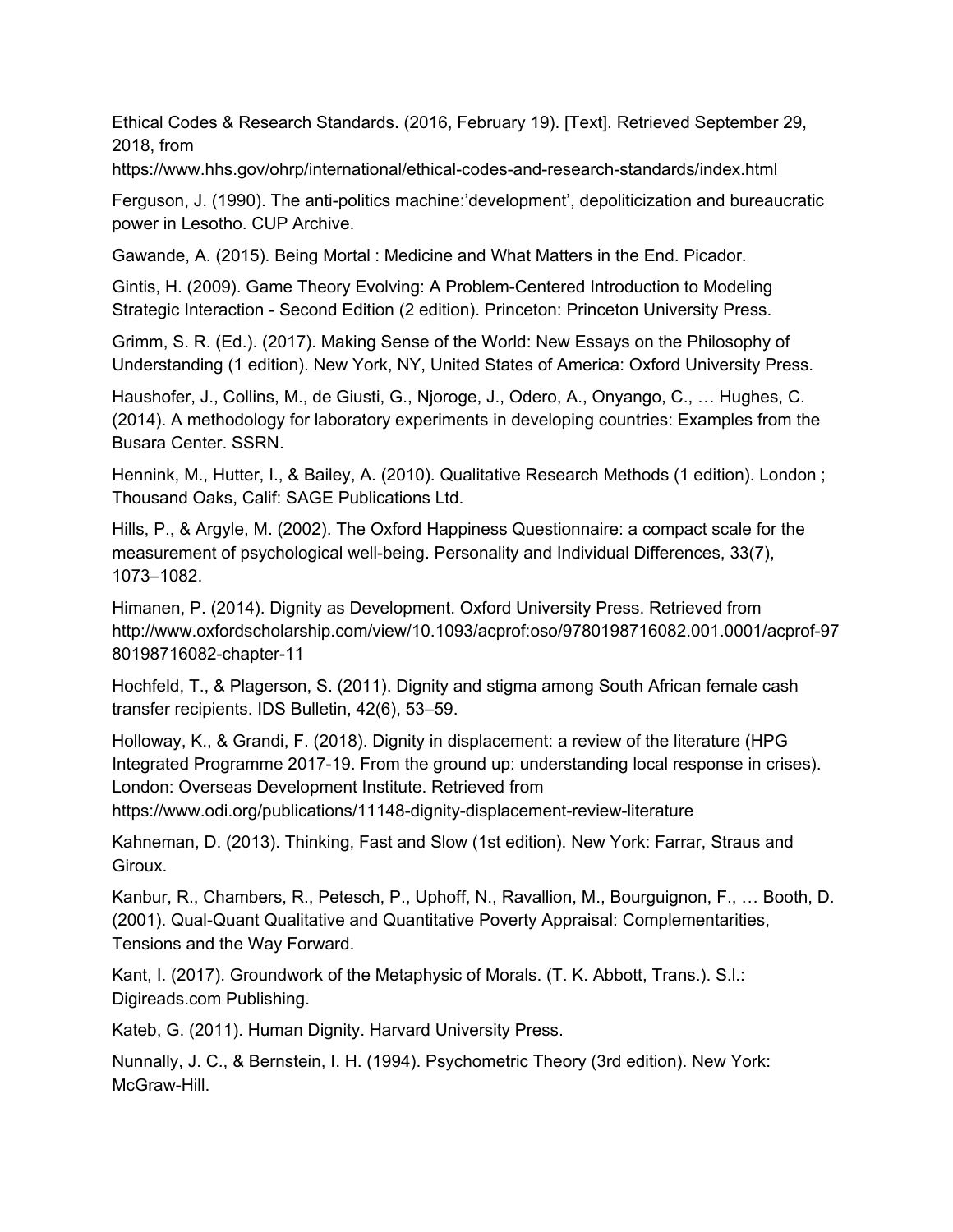Ethical Codes & Research Standards. (2016, February 19). [Text]. Retrieved September 29, 2018, from https://www.hhs.gov/ohrp/international/ethical-codes-and-research-standards/index.html

Ferguson, J. (1990). The anti-politics machine:’development’, depoliticization and bureaucratic power in Lesotho. CUP Archive.

Gawande, A. (2015). Being Mortal : Medicine and What Matters in the End. Picador.

Gintis, H. (2009). Game Theory Evolving: A Problem-Centered Introduction to Modeling Strategic Interaction - Second Edition (2 edition). Princeton: Princeton University Press.

Grimm, S. R. (Ed.). (2017). Making Sense of the World: New Essays on the Philosophy of Understanding (1 edition). New York, NY, United States of America: Oxford University Press.

Haushofer, J., Collins, M., de Giusti, G., Njoroge, J., Odero, A., Onyango, C., … Hughes, C. (2014). A methodology for laboratory experiments in developing countries: Examples from the Busara Center. SSRN.

Hennink, M., Hutter, I., & Bailey, A. (2010). Qualitative Research Methods (1 edition). London ; Thousand Oaks, Calif: SAGE Publications Ltd.

Hills, P., & Argyle, M. (2002). The Oxford Happiness Questionnaire: a compact scale for the measurement of psychological well-being. Personality and Individual Differences, 33(7), 1073–1082.

Himanen, P. (2014). Dignity as Development. Oxford University Press. Retrieved from http://www.oxfordscholarship.com/view/10.1093/acprof:oso/9780198716082.001.0001/acprof-9780198716082-chapter-11

Hochfeld, T., & Plagerson, S. (2011). Dignity and stigma among South African female cash transfer recipients. IDS Bulletin, 42(6), 53–59.

Holloway, K., & Grandi, F. (2018). Dignity in displacement: a review of the literature (HPG Integrated Programme 2017-19. From the ground up: understanding local response in crises). London: Overseas Development Institute. Retrieved from https://www.odi.org/publications/11148-dignity-displacement-review-literature

Kahneman, D. (2013). Thinking, Fast and Slow (1st edition). New York: Farrar, Straus and Giroux.

Kanbur, R., Chambers, R., Petesch, P., Uphoff, N., Ravallion, M., Bourguignon, F., … Booth, D. (2001). Qual-Quant Qualitative and Quantitative Poverty Appraisal: Complementarities, Tensions and the Way Forward.

Kant, I. (2017). Groundwork of the Metaphysic of Morals. (T. K. Abbott, Trans.). S.l.: Digireads.com Publishing.

Kateb, G. (2011). Human Dignity. Harvard University Press.

Nunnally, J. C., & Bernstein, I. H. (1994). Psychometric Theory (3rd edition). New York: McGraw-Hill.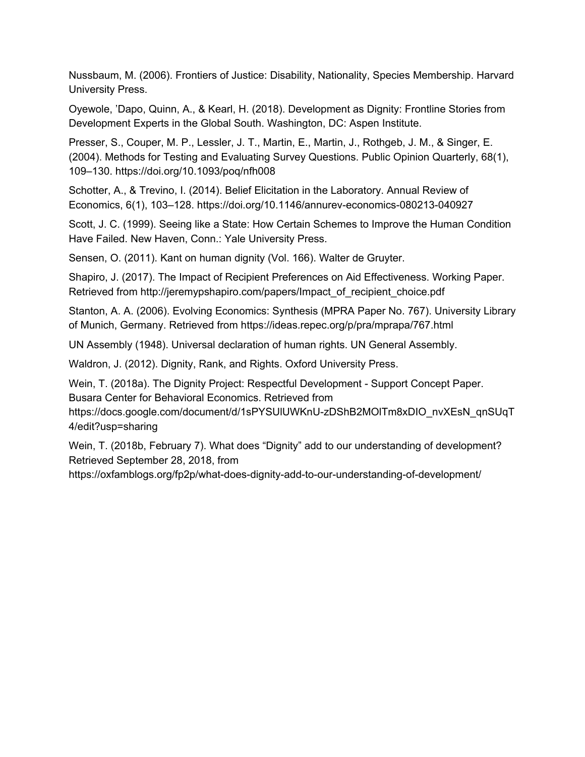Nussbaum, M. (2006). Frontiers of Justice: Disability, Nationality, Species Membership. Harvard University Press.

Oyewole, 'Dapo, Quinn, A., & Kearl, H. (2018). Development as Dignity: Frontline Stories from Development Experts in the Global South. Washington, DC: Aspen Institute.

Presser, S., Couper, M. P., Lessler, J. T., Martin, E., Martin, J., Rothgeb, J. M., & Singer, E. (2004). Methods for Testing and Evaluating Survey Questions. Public Opinion Quarterly, 68(1), 109–130. https://doi.org/10.1093/poq/nfh008

Schotter, A., & Trevino, I. (2014). Belief Elicitation in the Laboratory. Annual Review of Economics, 6(1), 103–128. https://doi.org/10.1146/annurev-economics-080213-040927

Scott, J. C. (1999). Seeing like a State: How Certain Schemes to Improve the Human Condition Have Failed. New Haven, Conn.: Yale University Press.

Sensen, O. (2011). Kant on human dignity (Vol. 166). Walter de Gruyter.

Shapiro, J. (2017). The Impact of Recipient Preferences on Aid Effectiveness. Working Paper. Retrieved from http://jeremypshapiro.com/papers/Impact_of_recipient_choice.pdf

Stanton, A. A. (2006). Evolving Economics: Synthesis (MPRA Paper No. 767). University Library of Munich, Germany. Retrieved from https://ideas.repec.org/p/pra/mprapa/767.html

UN Assembly (1948). Universal declaration of human rights. UN General Assembly.

Waldron, J. (2012). Dignity, Rank, and Rights. Oxford University Press.

Wein, T. (2018a). The Dignity Project: Respectful Development - Support Concept Paper. Busara Center for Behavioral Economics. Retrieved from https://docs.google.com/document/d/1sPYSUlUWKnU-zDShB2MOlTm8xDIO_nvXEsN_qnSUqT4/edit?usp=sharing

Wein, T. (2018b, February 7). What does "Dignity" add to our understanding of development? Retrieved September 28, 2018, from https://oxfamblogs.org/fp2p/what-does-dignity-add-to-our-understanding-of-development/